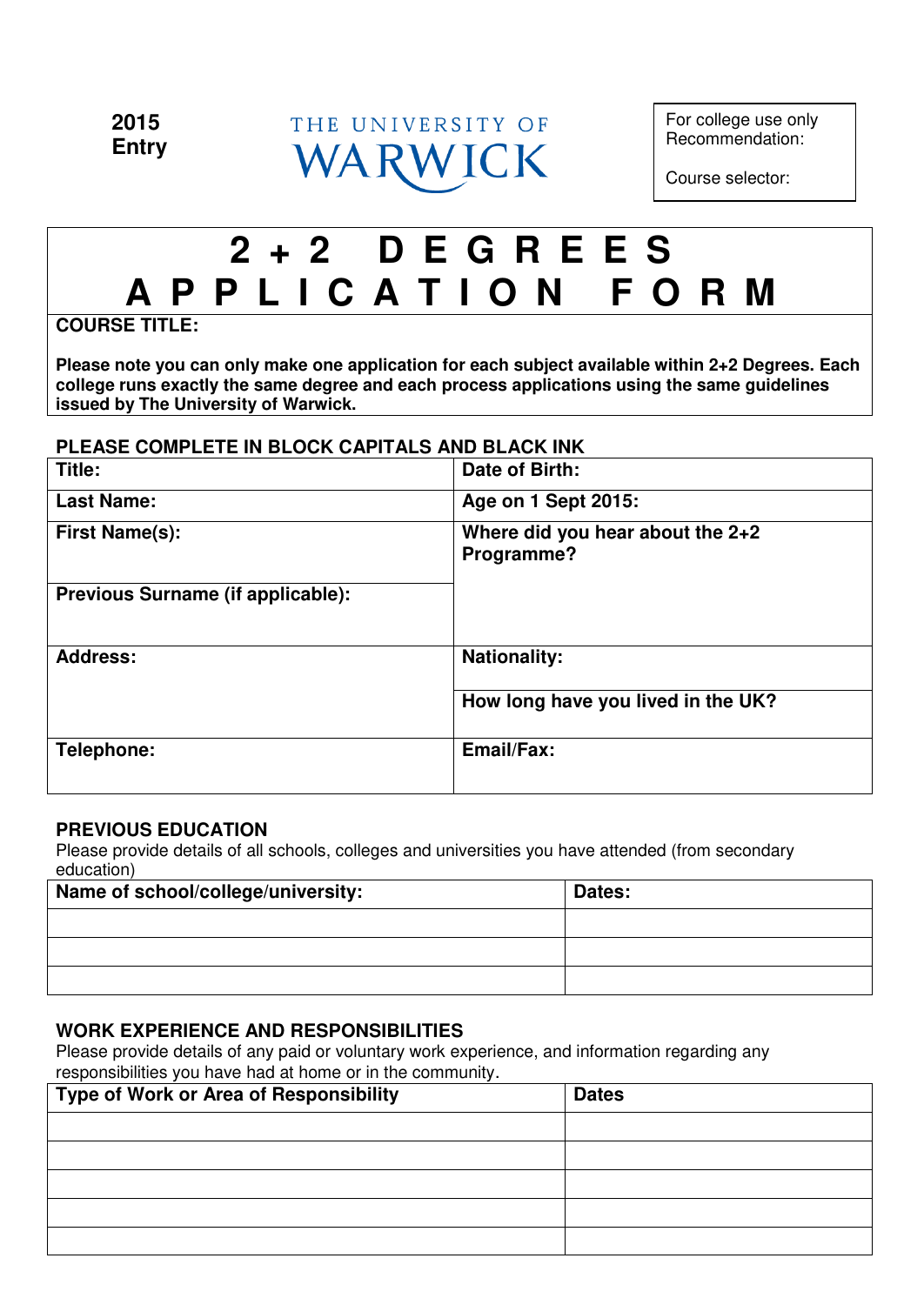**2015**
**Entry**

THE UNIVERSITY OF WARWICK

| For college use only |
|---|
| Recommendation: |
| Course selector: |

# 2 + 2 DEGREES APPLICATION FORM

**COURSE TITLE:**

**Please note you can only make one application for each subject available within 2+2 Degrees. Each college runs exactly the same degree and each process applications using the same guidelines issued by The University of Warwick.**

**PLEASE COMPLETE IN BLOCK CAPITALS AND BLACK INK**

| | |
|---|---|
| **Title:** | **Date of Birth:** |
| **Last Name:** | **Age on 1 Sept 2015:** |
| **First Name(s):** | **Where did you hear about the 2+2 Programme?** |
| **Previous Surname (if applicable):** | |
| **Address:** | **Nationality:** |
| | **How long have you lived in the UK?** |
| **Telephone:** | **Email/Fax:** |

**PREVIOUS EDUCATION**

Please provide details of all schools, colleges and universities you have attended (from secondary education)

| Name of school/college/university: | Dates: |
|---|---|
| | |
| | |
| | |

**WORK EXPERIENCE AND RESPONSIBILITIES**

Please provide details of any paid or voluntary work experience, and information regarding any responsibilities you have had at home or in the community.

| Type of Work or Area of Responsibility | Dates |
|---|---|
| | |
| | |
| | |
| | |
| | |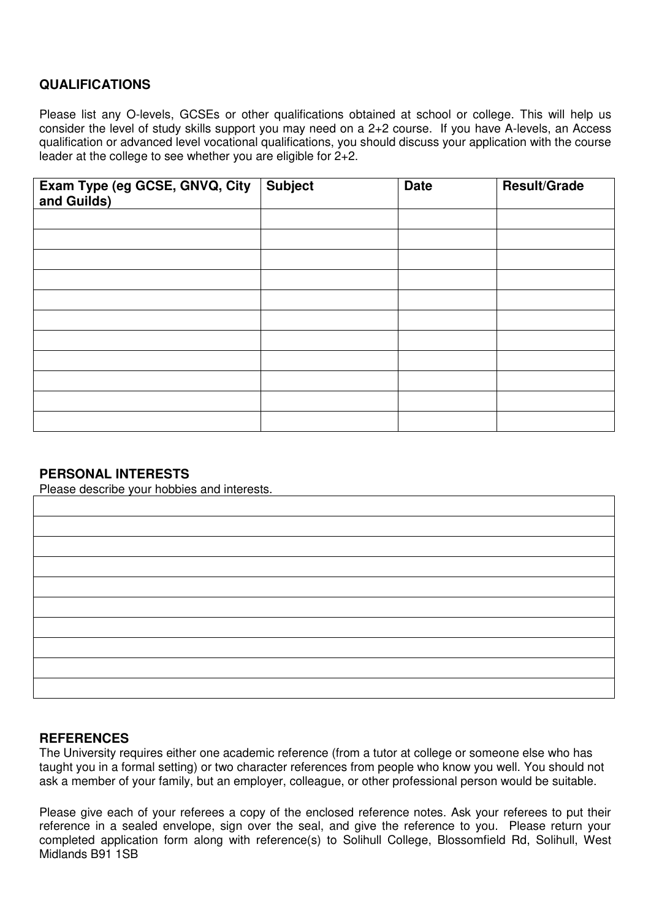## QUALIFICATIONS

Please list any O-levels, GCSEs or other qualifications obtained at school or college. This will help us consider the level of study skills support you may need on a 2+2 course. If you have A-levels, an Access qualification or advanced level vocational qualifications, you should discuss your application with the course leader at the college to see whether you are eligible for 2+2.

| Exam Type (eg GCSE, GNVQ, City and Guilds) | Subject | Date | Result/Grade |
|---|---|---|---|
| | | | |
| | | | |
| | | | |
| | | | |
| | | | |
| | | | |
| | | | |
| | | | |
| | | | |
| | | | |
| | | | |

## PERSONAL INTERESTS

Please describe your hobbies and interests.

| |
|---|
| |
| |
| |
| |
| |
| |
| |
| |
| |

## REFERENCES

The University requires either one academic reference (from a tutor at college or someone else who has taught you in a formal setting) or two character references from people who know you well. You should not ask a member of your family, but an employer, colleague, or other professional person would be suitable.

Please give each of your referees a copy of the enclosed reference notes. Ask your referees to put their reference in a sealed envelope, sign over the seal, and give the reference to you. Please return your completed application form along with reference(s) to Solihull College, Blossomfield Rd, Solihull, West Midlands B91 1SB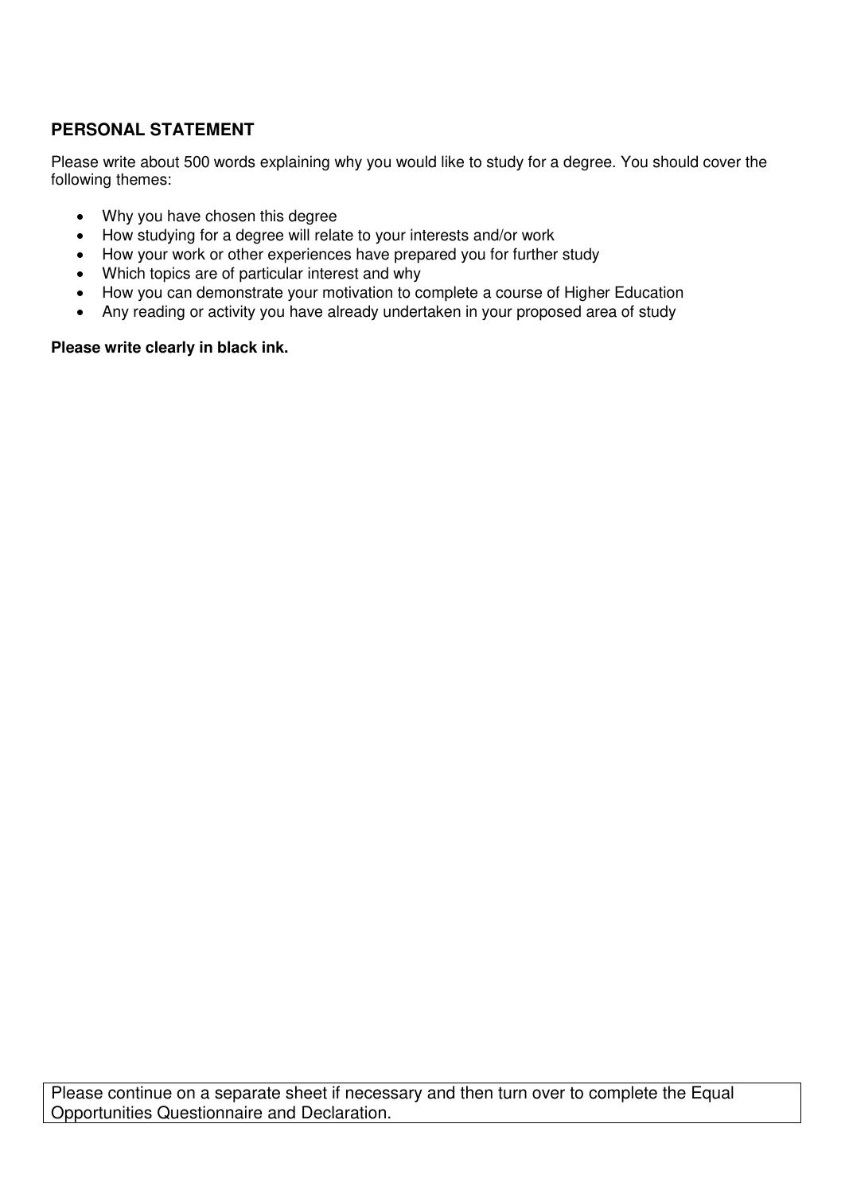## PERSONAL STATEMENT

Please write about 500 words explaining why you would like to study for a degree. You should cover the following themes:

- Why you have chosen this degree
- How studying for a degree will relate to your interests and/or work
- How your work or other experiences have prepared you for further study
- Which topics are of particular interest and why
- How you can demonstrate your motivation to complete a course of Higher Education
- Any reading or activity you have already undertaken in your proposed area of study

**Please write clearly in black ink.**

Please continue on a separate sheet if necessary and then turn over to complete the Equal Opportunities Questionnaire and Declaration.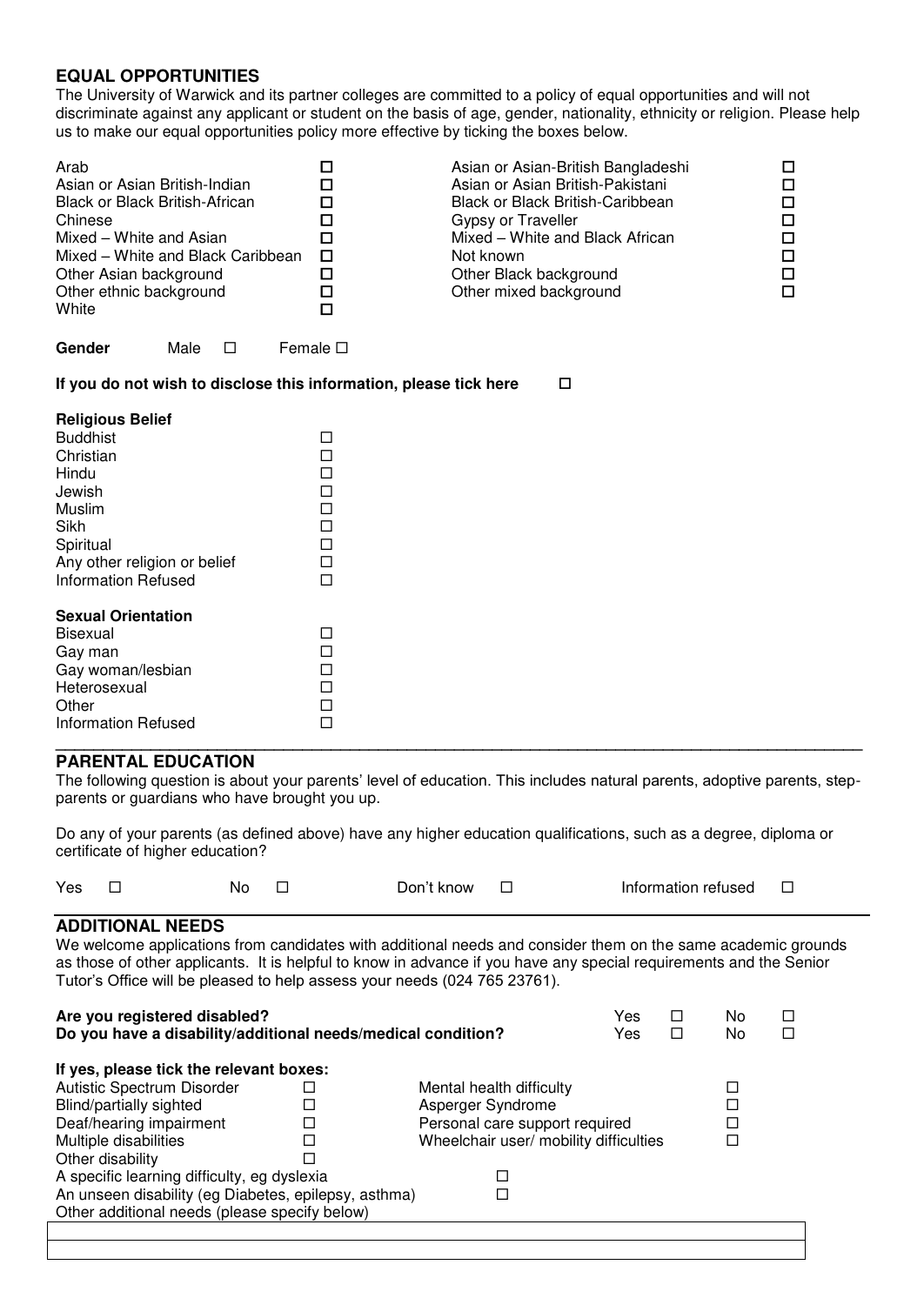## EQUAL OPPORTUNITIES

The University of Warwick and its partner colleges are committed to a policy of equal opportunities and will not discriminate against any applicant or student on the basis of age, gender, nationality, ethnicity or religion. Please help us to make our equal opportunities policy more effective by ticking the boxes below.

| | | | |
|---|---|---|---|
| Arab | ☐ | Asian or Asian-British Bangladeshi | ☐ |
| Asian or Asian British-Indian | ☐ | Asian or Asian British-Pakistani | ☐ |
| Black or Black British-African | ☐ | Black or Black British-Caribbean | ☐ |
| Chinese | ☐ | Gypsy or Traveller | ☐ |
| Mixed – White and Asian | ☐ | Mixed – White and Black African | ☐ |
| Mixed – White and Black Caribbean | ☐ | Not known | ☐ |
| Other Asian background | ☐ | Other Black background | ☐ |
| Other ethnic background | ☐ | Other mixed background | ☐ |
| White | ☐ | | |

**Gender** Male ☐ Female ☐

**If you do not wish to disclose this information, please tick here** ☐

**Religious Belief**

| | |
|---|---|
| Buddhist | ☐ |
| Christian | ☐ |
| Hindu | ☐ |
| Jewish | ☐ |
| Muslim | ☐ |
| Sikh | ☐ |
| Spiritual | ☐ |
| Any other religion or belief | ☐ |
| Information Refused | ☐ |

**Sexual Orientation**

| | |
|---|---|
| Bisexual | ☐ |
| Gay man | ☐ |
| Gay woman/lesbian | ☐ |
| Heterosexual | ☐ |
| Other | ☐ |
| Information Refused | ☐ |

## PARENTAL EDUCATION

The following question is about your parents' level of education. This includes natural parents, adoptive parents, step-parents or guardians who have brought you up.

Do any of your parents (as defined above) have any higher education qualifications, such as a degree, diploma or certificate of higher education?

Yes ☐ No ☐ Don't know ☐ Information refused ☐

## ADDITIONAL NEEDS

We welcome applications from candidates with additional needs and consider them on the same academic grounds as those of other applicants. It is helpful to know in advance if you have any special requirements and the Senior Tutor's Office will be pleased to help assess your needs (024 765 23761).

**Are you registered disabled?** Yes ☐ No ☐

**Do you have a disability/additional needs/medical condition?** Yes ☐ No ☐

**If yes, please tick the relevant boxes:**

| | | | |
|---|---|---|---|
| Autistic Spectrum Disorder | ☐ | Mental health difficulty | ☐ |
| Blind/partially sighted | ☐ | Asperger Syndrome | ☐ |
| Deaf/hearing impairment | ☐ | Personal care support required | ☐ |
| Multiple disabilities | ☐ | Wheelchair user/ mobility difficulties | ☐ |
| Other disability | ☐ | | |

A specific learning difficulty, eg dyslexia ☐

An unseen disability (eg Diabetes, epilepsy, asthma) ☐

Other additional needs (please specify below)

| |
|---|
| |
| |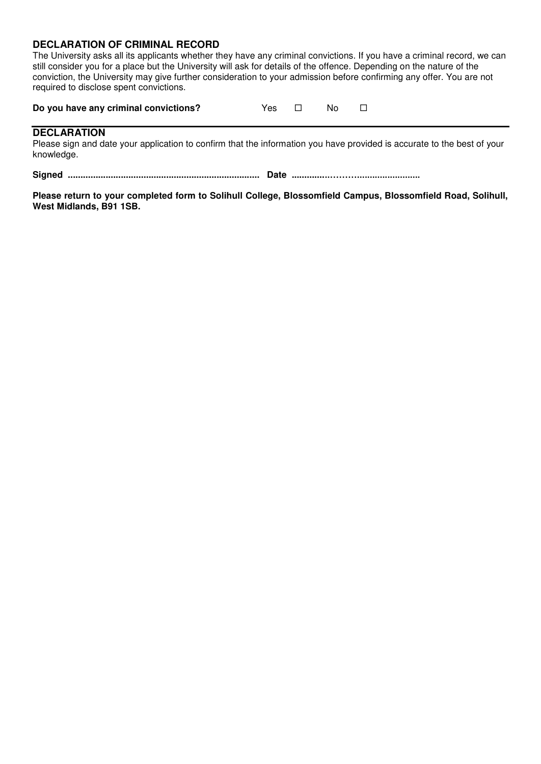## DECLARATION OF CRIMINAL RECORD

The University asks all its applicants whether they have any criminal convictions. If you have a criminal record, we can still consider you for a place but the University will ask for details of the offence. Depending on the nature of the conviction, the University may give further consideration to your admission before confirming any offer. You are not required to disclose spent convictions.

**Do you have any criminal convictions?** Yes ☐ No ☐

## DECLARATION

Please sign and date your application to confirm that the information you have provided is accurate to the best of your knowledge.

**Signed ............................................................................ Date ..............……….........................**

**Please return to your completed form to Solihull College, Blossomfield Campus, Blossomfield Road, Solihull, West Midlands, B91 1SB.**